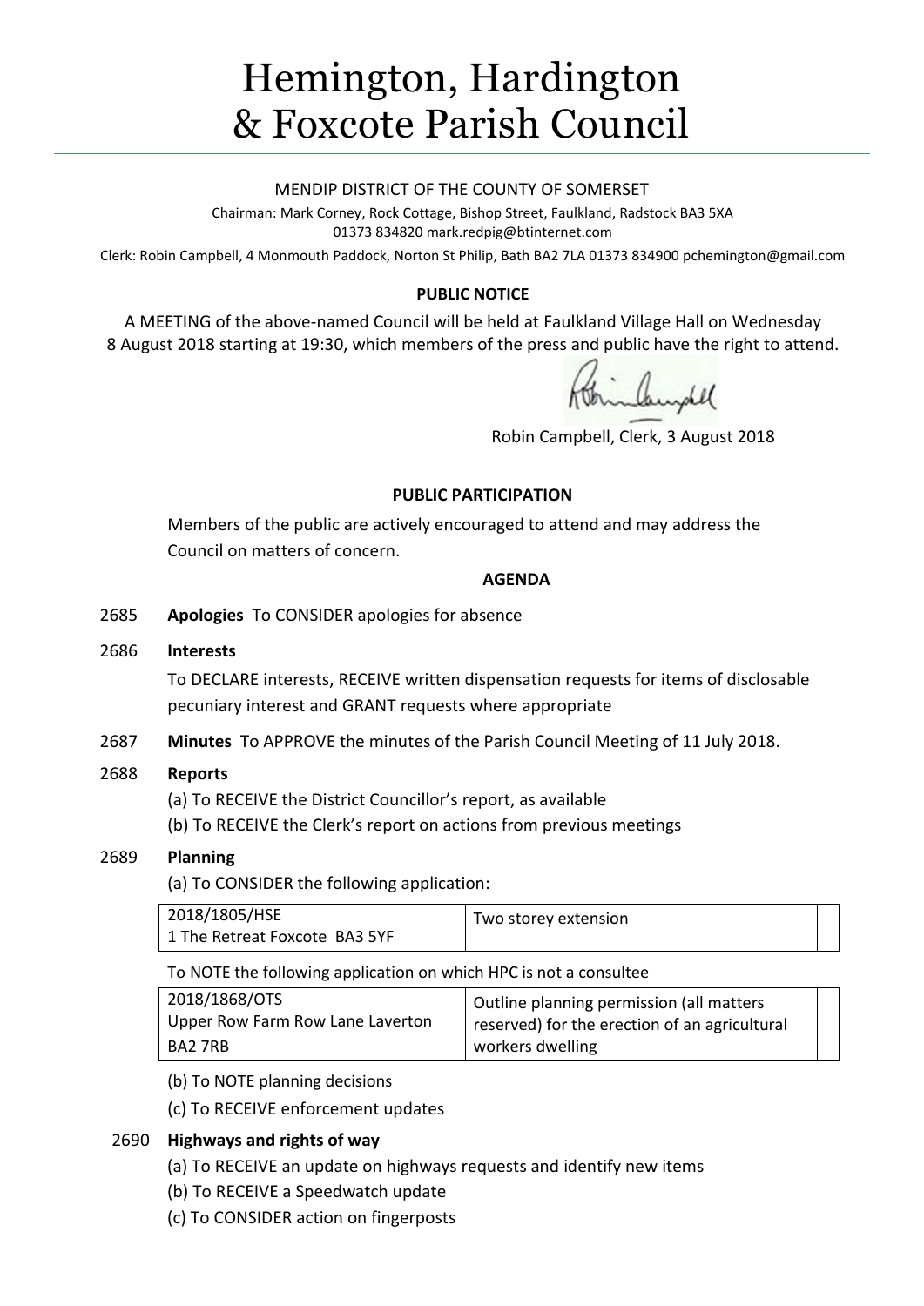# Hemington, Hardington & Foxcote Parish Council

MENDIP DISTRICT OF THE COUNTY OF SOMERSET

Chairman: Mark Corney, Rock Cottage, Bishop Street, Faulkland, Radstock BA3 5XA
01373 834820 mark.redpig@btinternet.com

Clerk: Robin Campbell, 4 Monmouth Paddock, Norton St Philip, Bath BA2 7LA 01373 834900 pchemington@gmail.com

**PUBLIC NOTICE**

A MEETING of the above-named Council will be held at Faulkland Village Hall on Wednesday 8 August 2018 starting at 19:30, which members of the press and public have the right to attend.

Robin Campbell, Clerk, 3 August 2018

**PUBLIC PARTICIPATION**

Members of the public are actively encouraged to attend and may address the Council on matters of concern.

**AGENDA**

2685 **Apologies** To CONSIDER apologies for absence

2686 **Interests**

To DECLARE interests, RECEIVE written dispensation requests for items of disclosable pecuniary interest and GRANT requests where appropriate

2687 **Minutes** To APPROVE the minutes of the Parish Council Meeting of 11 July 2018.

2688 **Reports**

(a) To RECEIVE the District Councillor's report, as available

(b) To RECEIVE the Clerk's report on actions from previous meetings

2689 **Planning**

(a) To CONSIDER the following application:

| | | |
|---|---|---|
| 2018/1805/HSE<br>1 The Retreat Foxcote BA3 5YF | Two storey extension | |

To NOTE the following application on which HPC is not a consultee

| | | |
|---|---|---|
| 2018/1868/OTS<br>Upper Row Farm Row Lane Laverton<br>BA2 7RB | Outline planning permission (all matters reserved) for the erection of an agricultural workers dwelling | |

(b) To NOTE planning decisions

(c) To RECEIVE enforcement updates

2690 **Highways and rights of way**

(a) To RECEIVE an update on highways requests and identify new items

(b) To RECEIVE a Speedwatch update

(c) To CONSIDER action on fingerposts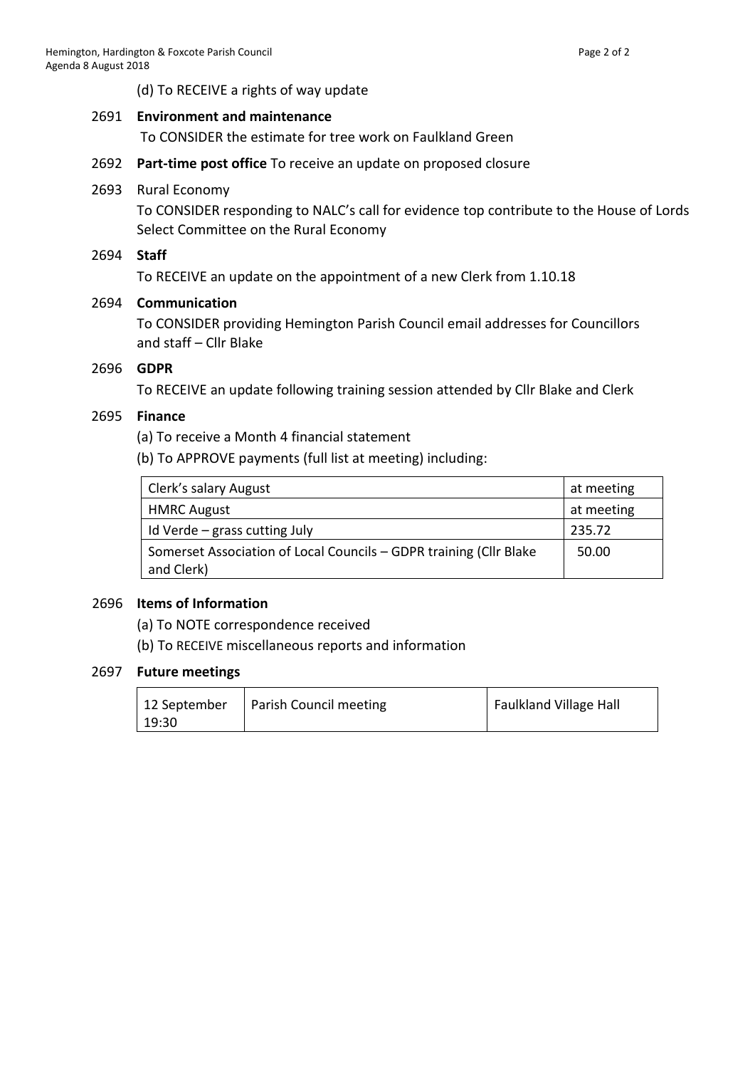(d) To RECEIVE a rights of way update

2691 **Environment and maintenance**

To CONSIDER the estimate for tree work on Faulkland Green

2692 **Part-time post office** To receive an update on proposed closure

2693 Rural Economy

To CONSIDER responding to NALC's call for evidence top contribute to the House of Lords Select Committee on the Rural Economy

2694 **Staff**

To RECEIVE an update on the appointment of a new Clerk from 1.10.18

2694 **Communication**

To CONSIDER providing Hemington Parish Council email addresses for Councillors and staff – Cllr Blake

2696 **GDPR**

To RECEIVE an update following training session attended by Cllr Blake and Clerk

2695 **Finance**

(a) To receive a Month 4 financial statement

(b) To APPROVE payments (full list at meeting) including:

| | |
|---|---|
| Clerk's salary August | at meeting |
| HMRC August | at meeting |
| Id Verde – grass cutting July | 235.72 |
| Somerset Association of Local Councils – GDPR training (Cllr Blake and Clerk) | 50.00 |

2696 **Items of Information**

(a) To NOTE correspondence received

(b) To RECEIVE miscellaneous reports and information

2697 **Future meetings**

| | | |
|---|---|---|
| 12 September 19:30 | Parish Council meeting | Faulkland Village Hall |